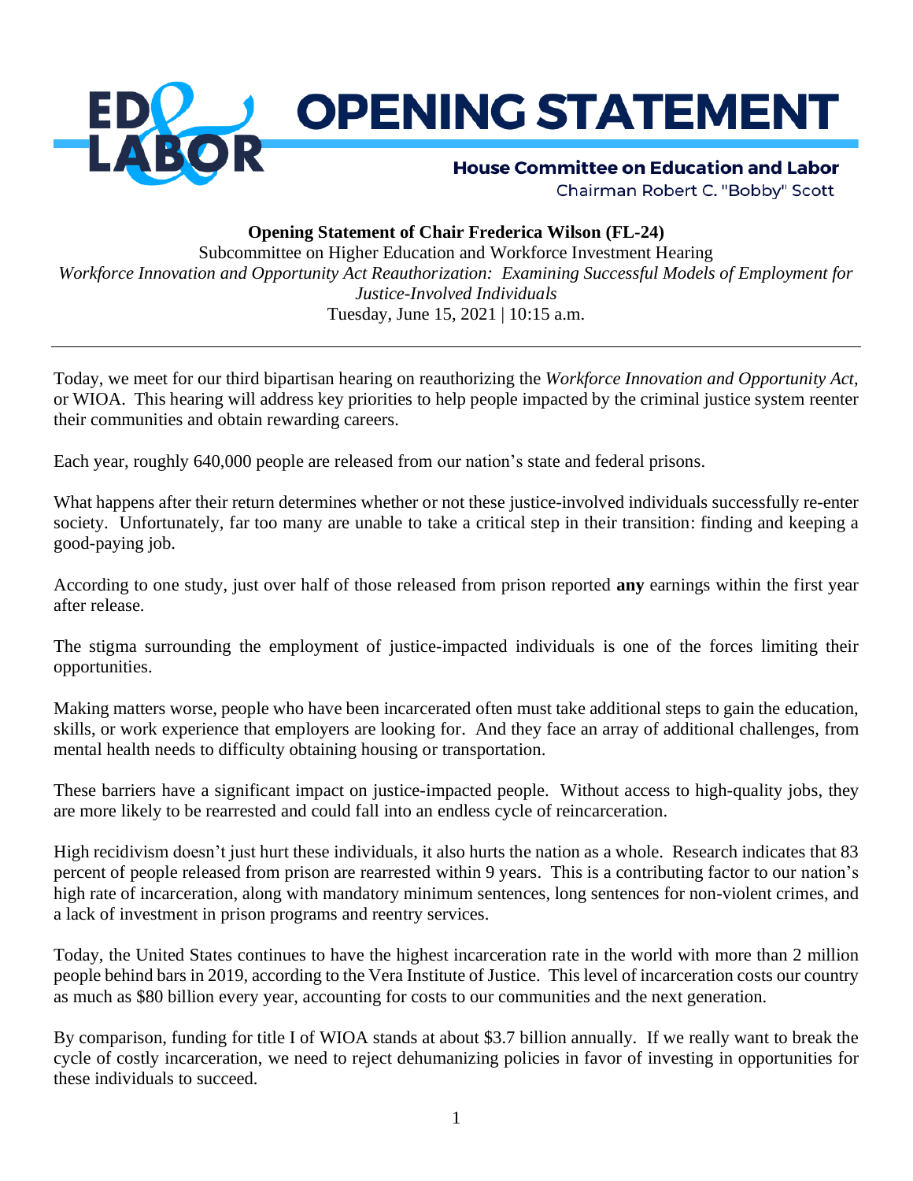# OPENING STATEMENT

**House Committee on Education and Labor**
Chairman Robert C. "Bobby" Scott

**Opening Statement of Chair Frederica Wilson (FL-24)**
Subcommittee on Higher Education and Workforce Investment Hearing
*Workforce Innovation and Opportunity Act Reauthorization: Examining Successful Models of Employment for Justice-Involved Individuals*
Tuesday, June 15, 2021 | 10:15 a.m.

---

Today, we meet for our third bipartisan hearing on reauthorizing the *Workforce Innovation and Opportunity Act*, or WIOA. This hearing will address key priorities to help people impacted by the criminal justice system reenter their communities and obtain rewarding careers.

Each year, roughly 640,000 people are released from our nation's state and federal prisons.

What happens after their return determines whether or not these justice-involved individuals successfully re-enter society. Unfortunately, far too many are unable to take a critical step in their transition: finding and keeping a good-paying job.

According to one study, just over half of those released from prison reported **any** earnings within the first year after release.

The stigma surrounding the employment of justice-impacted individuals is one of the forces limiting their opportunities.

Making matters worse, people who have been incarcerated often must take additional steps to gain the education, skills, or work experience that employers are looking for. And they face an array of additional challenges, from mental health needs to difficulty obtaining housing or transportation.

These barriers have a significant impact on justice-impacted people. Without access to high-quality jobs, they are more likely to be rearrested and could fall into an endless cycle of reincarceration.

High recidivism doesn't just hurt these individuals, it also hurts the nation as a whole. Research indicates that 83 percent of people released from prison are rearrested within 9 years. This is a contributing factor to our nation's high rate of incarceration, along with mandatory minimum sentences, long sentences for non-violent crimes, and a lack of investment in prison programs and reentry services.

Today, the United States continues to have the highest incarceration rate in the world with more than 2 million people behind bars in 2019, according to the Vera Institute of Justice. This level of incarceration costs our country as much as $80 billion every year, accounting for costs to our communities and the next generation.

By comparison, funding for title I of WIOA stands at about $3.7 billion annually. If we really want to break the cycle of costly incarceration, we need to reject dehumanizing policies in favor of investing in opportunities for these individuals to succeed.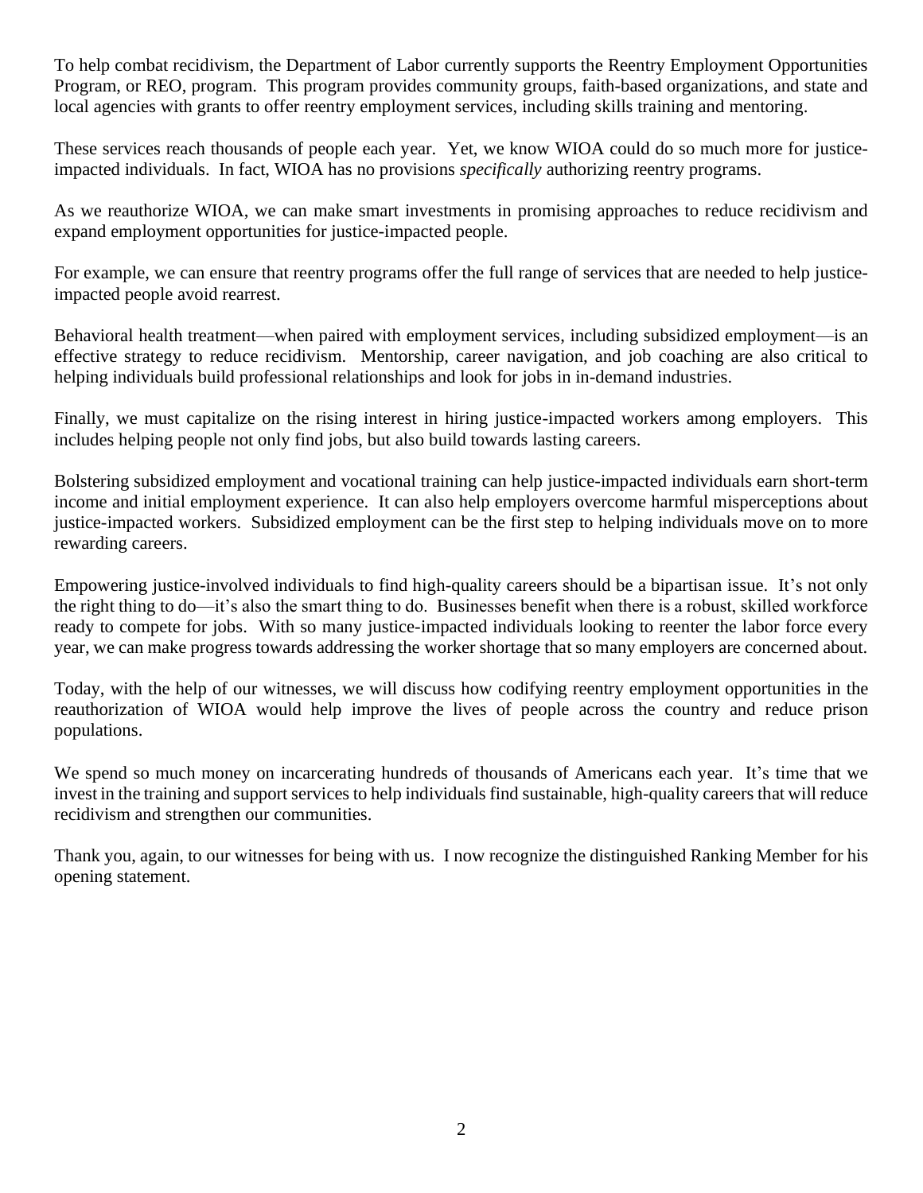To help combat recidivism, the Department of Labor currently supports the Reentry Employment Opportunities Program, or REO, program. This program provides community groups, faith-based organizations, and state and local agencies with grants to offer reentry employment services, including skills training and mentoring.

These services reach thousands of people each year. Yet, we know WIOA could do so much more for justice-impacted individuals. In fact, WIOA has no provisions *specifically* authorizing reentry programs.

As we reauthorize WIOA, we can make smart investments in promising approaches to reduce recidivism and expand employment opportunities for justice-impacted people.

For example, we can ensure that reentry programs offer the full range of services that are needed to help justice-impacted people avoid rearrest.

Behavioral health treatment—when paired with employment services, including subsidized employment—is an effective strategy to reduce recidivism. Mentorship, career navigation, and job coaching are also critical to helping individuals build professional relationships and look for jobs in in-demand industries.

Finally, we must capitalize on the rising interest in hiring justice-impacted workers among employers. This includes helping people not only find jobs, but also build towards lasting careers.

Bolstering subsidized employment and vocational training can help justice-impacted individuals earn short-term income and initial employment experience. It can also help employers overcome harmful misperceptions about justice-impacted workers. Subsidized employment can be the first step to helping individuals move on to more rewarding careers.

Empowering justice-involved individuals to find high-quality careers should be a bipartisan issue. It's not only the right thing to do—it's also the smart thing to do. Businesses benefit when there is a robust, skilled workforce ready to compete for jobs. With so many justice-impacted individuals looking to reenter the labor force every year, we can make progress towards addressing the worker shortage that so many employers are concerned about.

Today, with the help of our witnesses, we will discuss how codifying reentry employment opportunities in the reauthorization of WIOA would help improve the lives of people across the country and reduce prison populations.

We spend so much money on incarcerating hundreds of thousands of Americans each year. It's time that we invest in the training and support services to help individuals find sustainable, high-quality careers that will reduce recidivism and strengthen our communities.

Thank you, again, to our witnesses for being with us. I now recognize the distinguished Ranking Member for his opening statement.